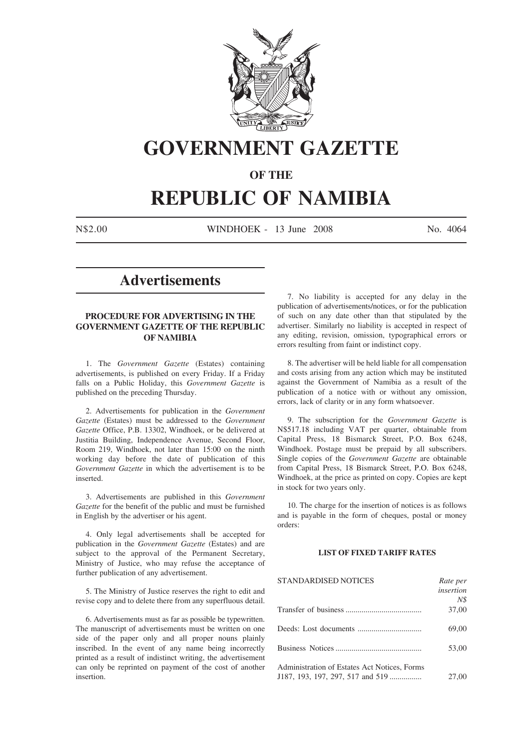# GOVERNMENT GAZETTE

## OF THE

# REPUBLIC OF NAMIBIA

N$2.00 WINDHOEK - 13 June 2008 No. 4064

## Advertisements

### PROCEDURE FOR ADVERTISING IN THE GOVERNMENT GAZETTE OF THE REPUBLIC OF NAMIBIA

1. The *Government Gazette* (Estates) containing advertisements, is published on every Friday. If a Friday falls on a Public Holiday, this *Government Gazette* is published on the preceding Thursday.

2. Advertisements for publication in the *Government Gazette* (Estates) must be addressed to the *Government Gazette* Office, P.B. 13302, Windhoek, or be delivered at Justitia Building, Independence Avenue, Second Floor, Room 219, Windhoek, not later than 15:00 on the ninth working day before the date of publication of this *Government Gazette* in which the advertisement is to be inserted.

3. Advertisements are published in this *Government Gazette* for the benefit of the public and must be furnished in English by the advertiser or his agent.

4. Only legal advertisements shall be accepted for publication in the *Government Gazette* (Estates) and are subject to the approval of the Permanent Secretary, Ministry of Justice, who may refuse the acceptance of further publication of any advertisement.

5. The Ministry of Justice reserves the right to edit and revise copy and to delete there from any superfluous detail.

6. Advertisements must as far as possible be typewritten. The manuscript of advertisements must be written on one side of the paper only and all proper nouns plainly inscribed. In the event of any name being incorrectly printed as a result of indistinct writing, the advertisement can only be reprinted on payment of the cost of another insertion.

7. No liability is accepted for any delay in the publication of advertisements/notices, or for the publication of such on any date other than that stipulated by the advertiser. Similarly no liability is accepted in respect of any editing, revision, omission, typographical errors or errors resulting from faint or indistinct copy.

8. The advertiser will be held liable for all compensation and costs arising from any action which may be instituted against the Government of Namibia as a result of the publication of a notice with or without any omission, errors, lack of clarity or in any form whatsoever.

9. The subscription for the *Government Gazette* is N$517.18 including VAT per quarter, obtainable from Capital Press, 18 Bismarck Street, P.O. Box 6248, Windhoek. Postage must be prepaid by all subscribers. Single copies of the *Government Gazette* are obtainable from Capital Press, 18 Bismarck Street, P.O. Box 6248, Windhoek, at the price as printed on copy. Copies are kept in stock for two years only.

10. The charge for the insertion of notices is as follows and is payable in the form of cheques, postal or money orders:

#### LIST OF FIXED TARIFF RATES

| STANDARDISED NOTICES | *Rate per insertion N$* |
|---|---|
| Transfer of business | 37,00 |
| Deeds: Lost documents | 69,00 |
| Business Notices | 53,00 |
| Administration of Estates Act Notices, Forms J187, 193, 197, 297, 517 and 519 | 27,00 |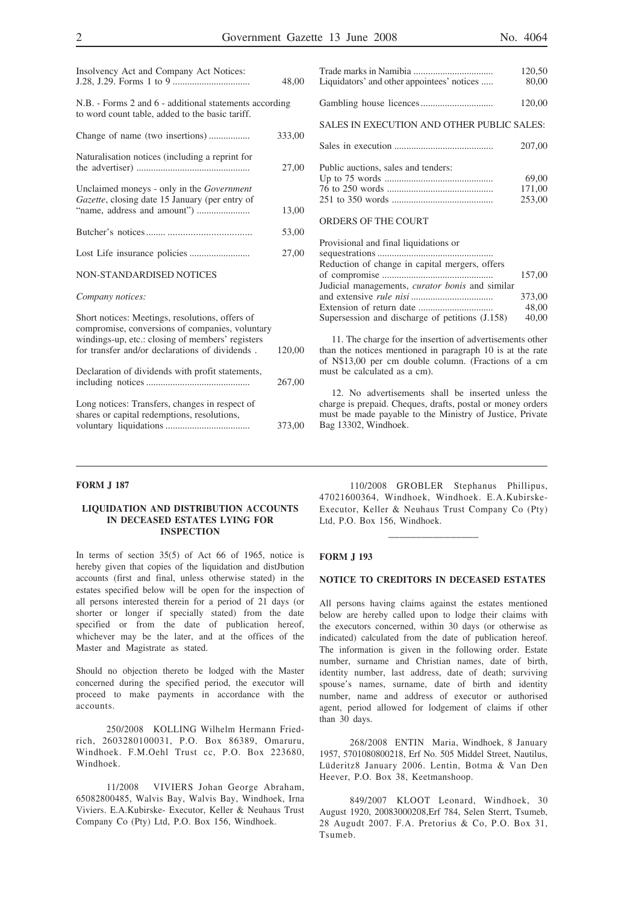| | |
|---|---|
| Insolvency Act and Company Act Notices: J.28, J.29. Forms 1 to 9 | 48,00 |
| N.B. - Forms 2 and 6 - additional statements according to word count table, added to the basic tariff. | |
| Change of name (two insertions) | 333,00 |
| Naturalisation notices (including a reprint for the advertiser) | 27,00 |
| Unclaimed moneys - only in the *Government Gazette*, closing date 15 January (per entry of "name, address and amount") | 13,00 |
| Butcher's notices | 53,00 |
| Lost Life insurance policies | 27,00 |

NON-STANDARDISED NOTICES

*Company notices:*

| | |
|---|---|
| Short notices: Meetings, resolutions, offers of compromise, conversions of companies, voluntary windings-up, etc.: closing of members' registers for transfer and/or declarations of dividends | 120,00 |
| Declaration of dividends with profit statements, including notices | 267,00 |
| Long notices: Transfers, changes in respect of shares or capital redemptions, resolutions, voluntary liquidations | 373,00 |
| Trade marks in Namibia | 120,50 |
| Liquidators' and other appointees' notices | 80,00 |
| Gambling house licences | 120,00 |

SALES IN EXECUTION AND OTHER PUBLIC SALES:

| | |
|---|---|
| Sales in execution | 207,00 |
| Public auctions, sales and tenders: | |
| Up to 75 words | 69,00 |
| 76 to 250 words | 171,00 |
| 251 to 350 words | 253,00 |

ORDERS OF THE COURT

| | |
|---|---|
| Provisional and final liquidations or sequestrations | |
| Reduction of change in capital mergers, offers of compromise | 157,00 |
| Judicial managements, *curator bonis* and similar and extensive *rule nisi* | 373,00 |
| Extension of return date | 48,00 |
| Supersession and discharge of petitions (J.158) | 40,00 |

11. The charge for the insertion of advertisements other than the notices mentioned in paragraph 10 is at the rate of N$13,00 per cm double column. (Fractions of a cm must be calculated as a cm).

12. No advertisements shall be inserted unless the charge is prepaid. Cheques, drafts, postal or money orders must be made payable to the Ministry of Justice, Private Bag 13302, Windhoek.

---

**FORM J 187**

**LIQUIDATION AND DISTRIBUTION ACCOUNTS IN DECEASED ESTATES LYING FOR INSPECTION**

In terms of section 35(5) of Act 66 of 1965, notice is hereby given that copies of the liquidation and distJbution accounts (first and final, unless otherwise stated) in the estates specified below will be open for the inspection of all persons interested therein for a period of 21 days (or shorter or longer if specially stated) from the date specified or from the date of publication hereof, whichever may be the later, and at the offices of the Master and Magistrate as stated.

Should no objection thereto be lodged with the Master concerned during the specified period, the executor will proceed to make payments in accordance with the accounts.

250/2008 KOLLING Wilhelm Hermann Friedrich, 2603280100031, P.O. Box 86389, Omaruru, Windhoek. F.M.Oehl Trust cc, P.O. Box 223680, Windhoek.

11/2008 VIVIERS Johan George Abraham, 65082800485, Walvis Bay, Walvis Bay, Windhoek, Irna Viviers. E.A.Kubirske- Executor, Keller & Neuhaus Trust Company Co (Pty) Ltd, P.O. Box 156, Windhoek.

110/2008 GROBLER Stephanus Phillipus, 47021600364, Windhoek, Windhoek. E.A.Kubirske-Executor, Keller & Neuhaus Trust Company Co (Pty) Ltd, P.O. Box 156, Windhoek.

---

**FORM J 193**

**NOTICE TO CREDITORS IN DECEASED ESTATES**

All persons having claims against the estates mentioned below are hereby called upon to lodge their claims with the executors concerned, within 30 days (or otherwise as indicated) calculated from the date of publication hereof. The information is given in the following order. Estate number, surname and Christian names, date of birth, identity number, last address, date of death; surviving spouse's names, surname, date of birth and identity number, name and address of executor or authorised agent, period allowed for lodgement of claims if other than 30 days.

268/2008 ENTIN Maria, Windhoek, 8 January 1957, 5701080800218, Erf No. 505 Middel Street, Nautilus, Lüderitz8 January 2006. Lentin, Botma & Van Den Heever, P.O. Box 38, Keetmanshoop.

849/2007 KLOOT Leonard, Windhoek, 30 August 1920, 20083000208,Erf 784, Selen Sterrt, Tsumeb, 28 Augudt 2007. F.A. Pretorius & Co, P.O. Box 31, Tsumeb.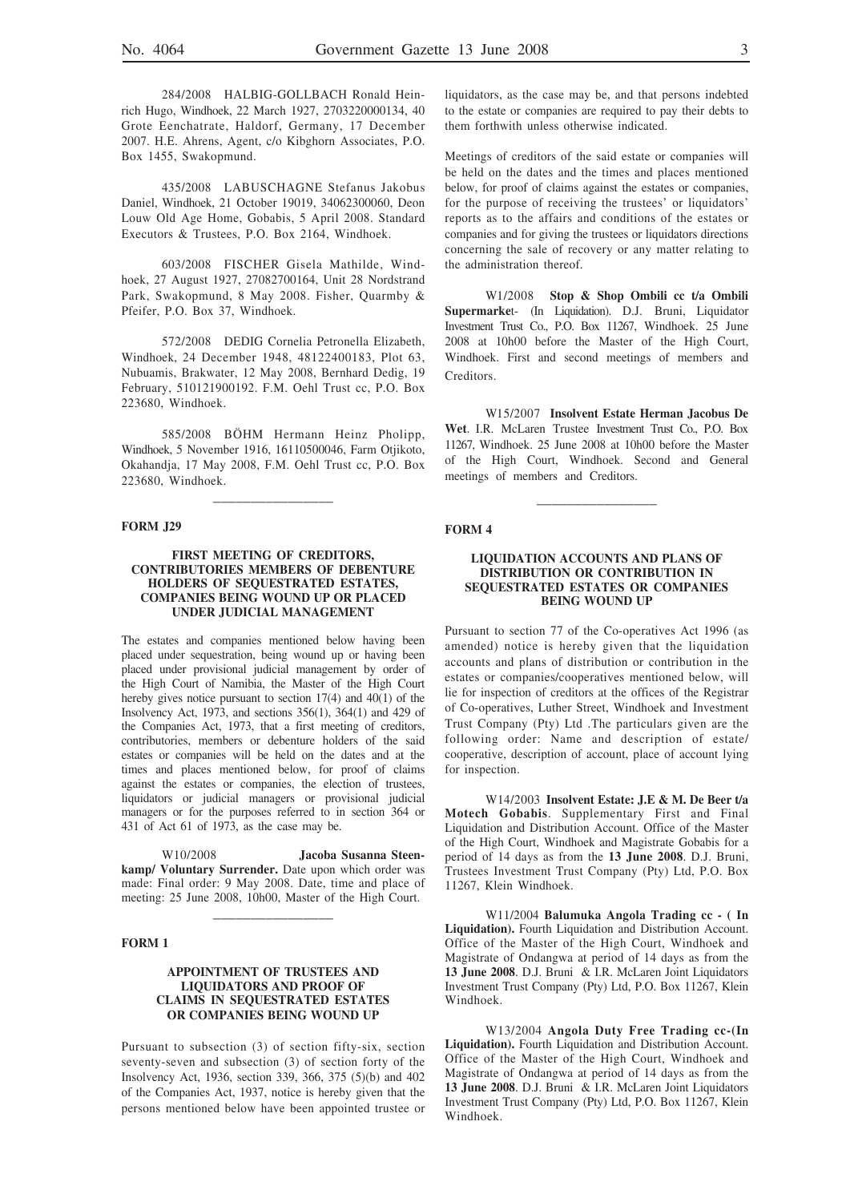284/2008 HALBIG-GOLLBACH Ronald Heinrich Hugo, Windhoek, 22 March 1927, 2703220000134, 40 Grote Eenchatrate, Haldorf, Germany, 17 December 2007. H.E. Ahrens, Agent, c/o Kibghorn Associates, P.O. Box 1455, Swakopmund.

435/2008 LABUSCHAGNE Stefanus Jakobus Daniel, Windhoek, 21 October 19019, 34062300060, Deon Louw Old Age Home, Gobabis, 5 April 2008. Standard Executors & Trustees, P.O. Box 2164, Windhoek.

603/2008 FISCHER Gisela Mathilde, Windhoek, 27 August 1927, 27082700164, Unit 28 Nordstrand Park, Swakopmund, 8 May 2008. Fisher, Quarmby & Pfeifer, P.O. Box 37, Windhoek.

572/2008 DEDIG Cornelia Petronella Elizabeth, Windhoek, 24 December 1948, 48122400183, Plot 63, Nubuamis, Brakwater, 12 May 2008, Bernhard Dedig, 19 February, 510121900192. F.M. Oehl Trust cc, P.O. Box 223680, Windhoek.

585/2008 BÖHM Hermann Heinz Pholipp, Windhoek, 5 November 1916, 16110500046, Farm Otjikoto, Okahandja, 17 May 2008, F.M. Oehl Trust cc, P.O. Box 223680, Windhoek.

---

**FORM J29**

**FIRST MEETING OF CREDITORS, CONTRIBUTORIES MEMBERS OF DEBENTURE HOLDERS OF SEQUESTRATED ESTATES, COMPANIES BEING WOUND UP OR PLACED UNDER JUDICIAL MANAGEMENT**

The estates and companies mentioned below having been placed under sequestration, being wound up or having been placed under provisional judicial management by order of the High Court of Namibia, the Master of the High Court hereby gives notice pursuant to section 17(4) and 40(1) of the Insolvency Act, 1973, and sections 356(1), 364(1) and 429 of the Companies Act, 1973, that a first meeting of creditors, contributories, members or debenture holders of the said estates or companies will be held on the dates and at the times and places mentioned below, for proof of claims against the estates or companies, the election of trustees, liquidators or judicial managers or provisional judicial managers or for the purposes referred to in section 364 or 431 of Act 61 of 1973, as the case may be.

W10/2008 **Jacoba Susanna Steenkamp/ Voluntary Surrender.** Date upon which order was made: Final order: 9 May 2008. Date, time and place of meeting: 25 June 2008, 10h00, Master of the High Court.

---

**FORM 1**

**APPOINTMENT OF TRUSTEES AND LIQUIDATORS AND PROOF OF CLAIMS IN SEQUESTRATED ESTATES OR COMPANIES BEING WOUND UP**

Pursuant to subsection (3) of section fifty-six, section seventy-seven and subsection (3) of section forty of the Insolvency Act, 1936, section 339, 366, 375 (5)(b) and 402 of the Companies Act, 1937, notice is hereby given that the persons mentioned below have been appointed trustee or liquidators, as the case may be, and that persons indebted to the estate or companies are required to pay their debts to them forthwith unless otherwise indicated.

Meetings of creditors of the said estate or companies will be held on the dates and the times and places mentioned below, for proof of claims against the estates or companies, for the purpose of receiving the trustees' or liquidators' reports as to the affairs and conditions of the estates or companies and for giving the trustees or liquidators directions concerning the sale of recovery or any matter relating to the administration thereof.

W1/2008 **Stop & Shop Ombili cc t/a Ombili Supermarke**t- (In Liquidation). D.J. Bruni, Liquidator Investment Trust Co., P.O. Box 11267, Windhoek. 25 June 2008 at 10h00 before the Master of the High Court, Windhoek. First and second meetings of members and Creditors.

W15/2007 **Insolvent Estate Herman Jacobus De Wet**. I.R. McLaren Trustee Investment Trust Co., P.O. Box 11267, Windhoek. 25 June 2008 at 10h00 before the Master of the High Court, Windhoek. Second and General meetings of members and Creditors.

---

**FORM 4**

**LIQUIDATION ACCOUNTS AND PLANS OF DISTRIBUTION OR CONTRIBUTION IN SEQUESTRATED ESTATES OR COMPANIES BEING WOUND UP**

Pursuant to section 77 of the Co-operatives Act 1996 (as amended) notice is hereby given that the liquidation accounts and plans of distribution or contribution in the estates or companies/cooperatives mentioned below, will lie for inspection of creditors at the offices of the Registrar of Co-operatives, Luther Street, Windhoek and Investment Trust Company (Pty) Ltd .The particulars given are the following order: Name and description of estate/cooperative, description of account, place of account lying for inspection.

W14/2003 **Insolvent Estate: J.E & M. De Beer t/a Motech Gobabis**. Supplementary First and Final Liquidation and Distribution Account. Office of the Master of the High Court, Windhoek and Magistrate Gobabis for a period of 14 days as from the **13 June 2008**. D.J. Bruni, Trustees Investment Trust Company (Pty) Ltd, P.O. Box 11267, Klein Windhoek.

W11/2004 **Balumuka Angola Trading cc - ( In Liquidation).** Fourth Liquidation and Distribution Account. Office of the Master of the High Court, Windhoek and Magistrate of Ondangwa at period of 14 days as from the **13 June 2008**. D.J. Bruni & I.R. McLaren Joint Liquidators Investment Trust Company (Pty) Ltd, P.O. Box 11267, Klein Windhoek.

W13/2004 **Angola Duty Free Trading cc-(In Liquidation).** Fourth Liquidation and Distribution Account. Office of the Master of the High Court, Windhoek and Magistrate of Ondangwa at period of 14 days as from the **13 June 2008**. D.J. Bruni & I.R. McLaren Joint Liquidators Investment Trust Company (Pty) Ltd, P.O. Box 11267, Klein Windhoek.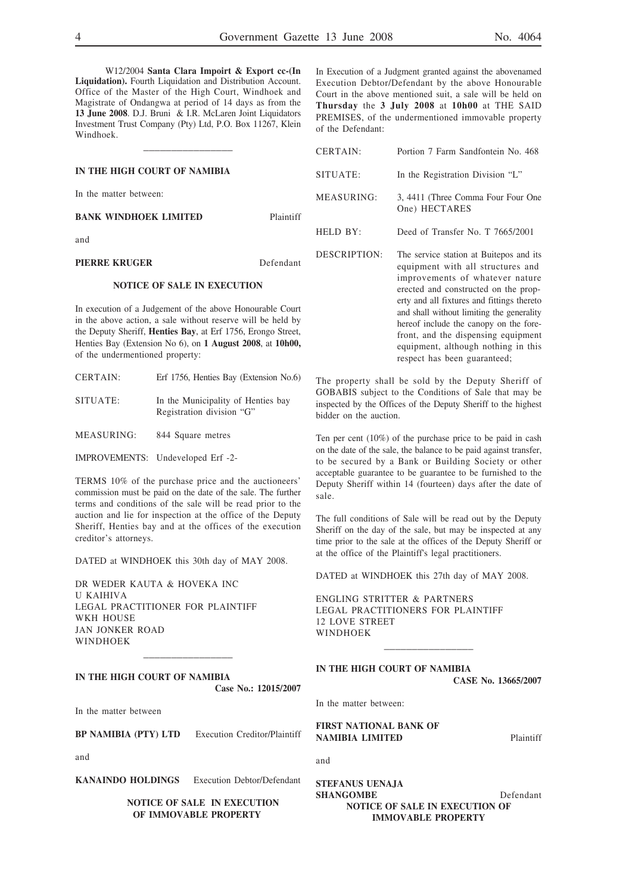W12/2004 **Santa Clara Impoirt & Export cc-(In Liquidation).** Fourth Liquidation and Distribution Account. Office of the Master of the High Court, Windhoek and Magistrate of Ondangwa at period of 14 days as from the **13 June 2008**. D.J. Bruni & I.R. McLaren Joint Liquidators Investment Trust Company (Pty) Ltd, P.O. Box 11267, Klein Windhoek.

---

**IN THE HIGH COURT OF NAMIBIA**

In the matter between:

**BANK WINDHOEK LIMITED** Plaintiff

and

**PIERRE KRUGER** Defendant

**NOTICE OF SALE IN EXECUTION**

In execution of a Judgement of the above Honourable Court in the above action, a sale without reserve will be held by the Deputy Sheriff, **Henties Bay**, at Erf 1756, Erongo Street, Henties Bay (Extension No 6), on **1 August 2008**, at **10h00,** of the undermentioned property:

| | |
|---|---|
| CERTAIN: | Erf 1756, Henties Bay (Extension No.6) |
| SITUATE: | In the Municipality of Henties bay Registration division "G" |
| MEASURING: | 844 Square metres |
| IMPROVEMENTS: | Undeveloped Erf -2- |

TERMS 10% of the purchase price and the auctioneers' commission must be paid on the date of the sale. The further terms and conditions of the sale will be read prior to the auction and lie for inspection at the office of the Deputy Sheriff, Henties bay and at the offices of the execution creditor's attorneys.

DATED at WINDHOEK this 30th day of MAY 2008.

DR WEDER KAUTA & HOVEKA INC
U KAIHIVA
LEGAL PRACTITIONER FOR PLAINTIFF
WKH HOUSE
JAN JONKER ROAD
WINDHOEK

---

**IN THE HIGH COURT OF NAMIBIA**

**Case No.: 12015/2007**

In the matter between

**BP NAMIBIA (PTY) LTD** Execution Creditor/Plaintiff

and

**KANAINDO HOLDINGS** Execution Debtor/Defendant

**NOTICE OF SALE IN EXECUTION OF IMMOVABLE PROPERTY**

In Execution of a Judgment granted against the abovenamed Execution Debtor/Defendant by the above Honourable Court in the above mentioned suit, a sale will be held on **Thursday** the **3 July 2008** at **10h00** at THE SAID PREMISES, of the undermentioned immovable property of the Defendant:

| | |
|---|---|
| CERTAIN: | Portion 7 Farm Sandfontein No. 468 |
| SITUATE: | In the Registration Division "L" |
| MEASURING: | 3, 4411 (Three Comma Four Four One One) HECTARES |
| HELD BY: | Deed of Transfer No. T 7665/2001 |
| DESCRIPTION: | The service station at Buitepos and its equipment with all structures and improvements of whatever nature erected and constructed on the property and all fixtures and fittings thereto and shall without limiting the generality hereof include the canopy on the forefront, and the dispensing equipment equipment, although nothing in this respect has been guaranteed; |

The property shall be sold by the Deputy Sheriff of GOBABIS subject to the Conditions of Sale that may be inspected by the Offices of the Deputy Sheriff to the highest bidder on the auction.

Ten per cent (10%) of the purchase price to be paid in cash on the date of the sale, the balance to be paid against transfer, to be secured by a Bank or Building Society or other acceptable guarantee to be guarantee to be furnished to the Deputy Sheriff within 14 (fourteen) days after the date of sale.

The full conditions of Sale will be read out by the Deputy Sheriff on the day of the sale, but may be inspected at any time prior to the sale at the offices of the Deputy Sheriff or at the office of the Plaintiff's legal practitioners.

DATED at WINDHOEK this 27th day of MAY 2008.

ENGLING STRITTER & PARTNERS
LEGAL PRACTITIONERS FOR PLAINTIFF
12 LOVE STREET
WINDHOEK

---

**IN THE HIGH COURT OF NAMIBIA**

**CASE No. 13665/2007**

In the matter between:

**FIRST NATIONAL BANK OF NAMIBIA LIMITED** Plaintiff

and

**STEFANUS UENAJA SHANGOMBE** Defendant

**NOTICE OF SALE IN EXECUTION OF IMMOVABLE PROPERTY**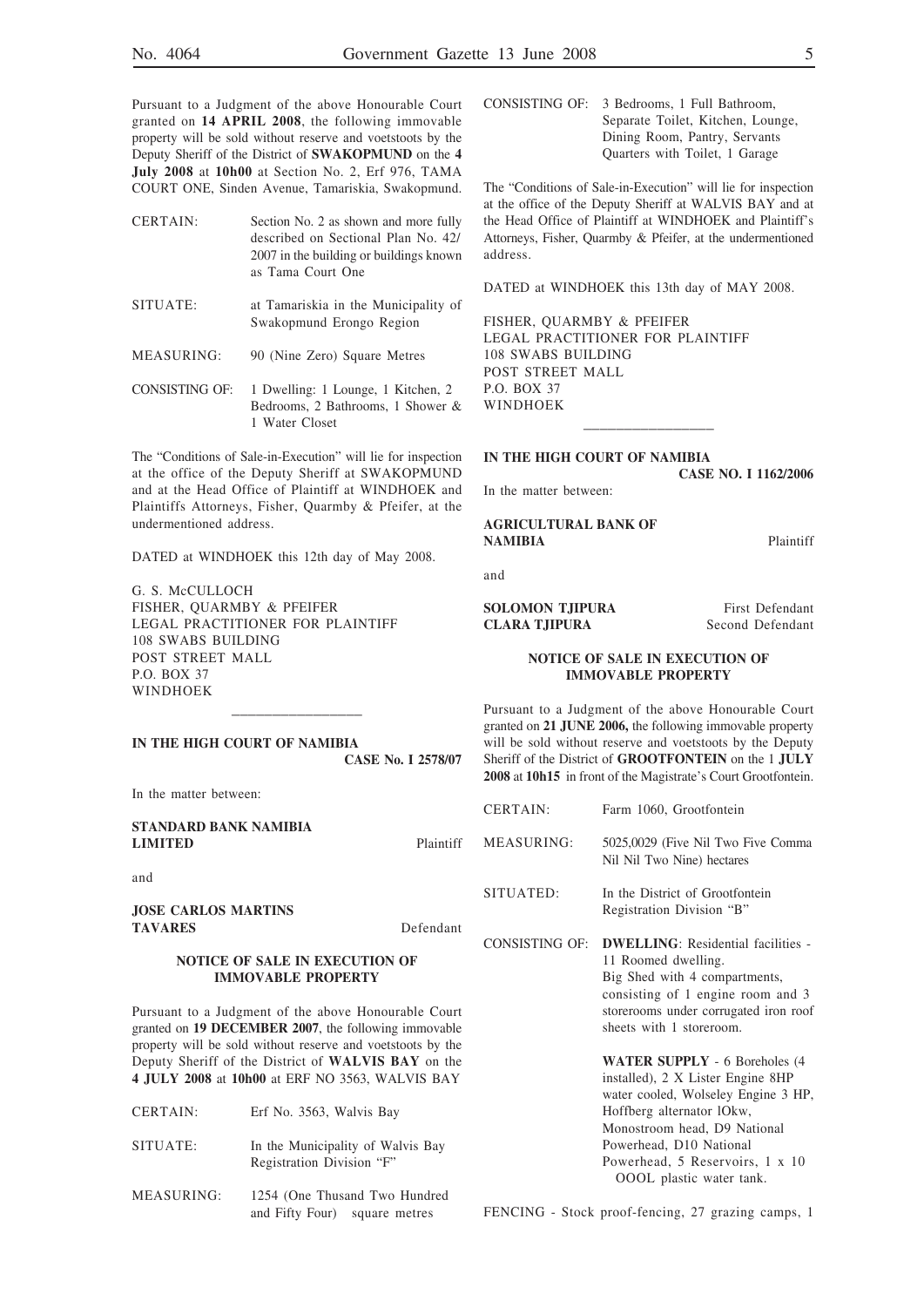Pursuant to a Judgment of the above Honourable Court granted on **14 APRIL 2008**, the following immovable property will be sold without reserve and voetstoots by the Deputy Sheriff of the District of **SWAKOPMUND** on the **4 July 2008** at **10h00** at Section No. 2, Erf 976, TAMA COURT ONE, Sinden Avenue, Tamariskia, Swakopmund.

| | |
|---|---|
| CERTAIN: | Section No. 2 as shown and more fully described on Sectional Plan No. 42/2007 in the building or buildings known as Tama Court One |
| SITUATE: | at Tamariskia in the Municipality of Swakopmund Erongo Region |
| MEASURING: | 90 (Nine Zero) Square Metres |
| CONSISTING OF: | 1 Dwelling: 1 Lounge, 1 Kitchen, 2 Bedrooms, 2 Bathrooms, 1 Shower & 1 Water Closet |

The "Conditions of Sale-in-Execution" will lie for inspection at the office of the Deputy Sheriff at SWAKOPMUND and at the Head Office of Plaintiff at WINDHOEK and Plaintiffs Attorneys, Fisher, Quarmby & Pfeifer, at the undermentioned address.

DATED at WINDHOEK this 12th day of May 2008.

G. S. McCULLOCH
FISHER, QUARMBY & PFEIFER
LEGAL PRACTITIONER FOR PLAINTIFF
108 SWABS BUILDING
POST STREET MALL
P.O. BOX 37
WINDHOEK

---

**IN THE HIGH COURT OF NAMIBIA**

**CASE No. I 2578/07**

In the matter between:

**STANDARD BANK NAMIBIA LIMITED** Plaintiff

and

**JOSE CARLOS MARTINS TAVARES** Defendant

**NOTICE OF SALE IN EXECUTION OF IMMOVABLE PROPERTY**

Pursuant to a Judgment of the above Honourable Court granted on **19 DECEMBER 2007**, the following immovable property will be sold without reserve and voetstoots by the Deputy Sheriff of the District of **WALVIS BAY** on the **4 JULY 2008** at **10h00** at ERF NO 3563, WALVIS BAY

| | |
|---|---|
| CERTAIN: | Erf No. 3563, Walvis Bay |
| SITUATE: | In the Municipality of Walvis Bay Registration Division "F" |
| MEASURING: | 1254 (One Thusand Two Hundred and Fifty Four) square metres |
| CONSISTING OF: | 3 Bedrooms, 1 Full Bathroom, Separate Toilet, Kitchen, Lounge, Dining Room, Pantry, Servants Quarters with Toilet, 1 Garage |

The "Conditions of Sale-in-Execution" will lie for inspection at the office of the Deputy Sheriff at WALVIS BAY and at the Head Office of Plaintiff at WINDHOEK and Plaintiff's Attorneys, Fisher, Quarmby & Pfeifer, at the undermentioned address.

DATED at WINDHOEK this 13th day of MAY 2008.

FISHER, QUARMBY & PFEIFER
LEGAL PRACTITIONER FOR PLAINTIFF
108 SWABS BUILDING
POST STREET MALL
P.O. BOX 37
WINDHOEK

---

**IN THE HIGH COURT OF NAMIBIA**

**CASE NO. I 1162/2006**

In the matter between:

**AGRICULTURAL BANK OF NAMIBIA** Plaintiff

and

**SOLOMON TJIPURA** First Defendant
**CLARA TJIPURA** Second Defendant

**NOTICE OF SALE IN EXECUTION OF IMMOVABLE PROPERTY**

Pursuant to a Judgment of the above Honourable Court granted on **21 JUNE 2006,** the following immovable property will be sold without reserve and voetstoots by the Deputy Sheriff of the District of **GROOTFONTEIN** on the 1 **JULY 2008** at **10h15** in front of the Magistrate's Court Grootfontein.

| | |
|---|---|
| CERTAIN: | Farm 1060, Grootfontein |
| MEASURING: | 5025,0029 (Five Nil Two Five Comma Nil Nil Two Nine) hectares |
| SITUATED: | In the District of Grootfontein Registration Division "B" |
| CONSISTING OF: | **DWELLING**: Residential facilities - 11 Roomed dwelling. Big Shed with 4 compartments, consisting of 1 engine room and 3 storerooms under corrugated iron roof sheets with 1 storeroom. **WATER SUPPLY** - 6 Boreholes (4 installed), 2 X Lister Engine 8HP water cooled, Wolseley Engine 3 HP, Hoffberg alternator lOkw, Monostroom head, D9 National Powerhead, D10 National Powerhead, 5 Reservoirs, 1 x 10 OOOL plastic water tank. |

FENCING - Stock proof-fencing, 27 grazing camps, 1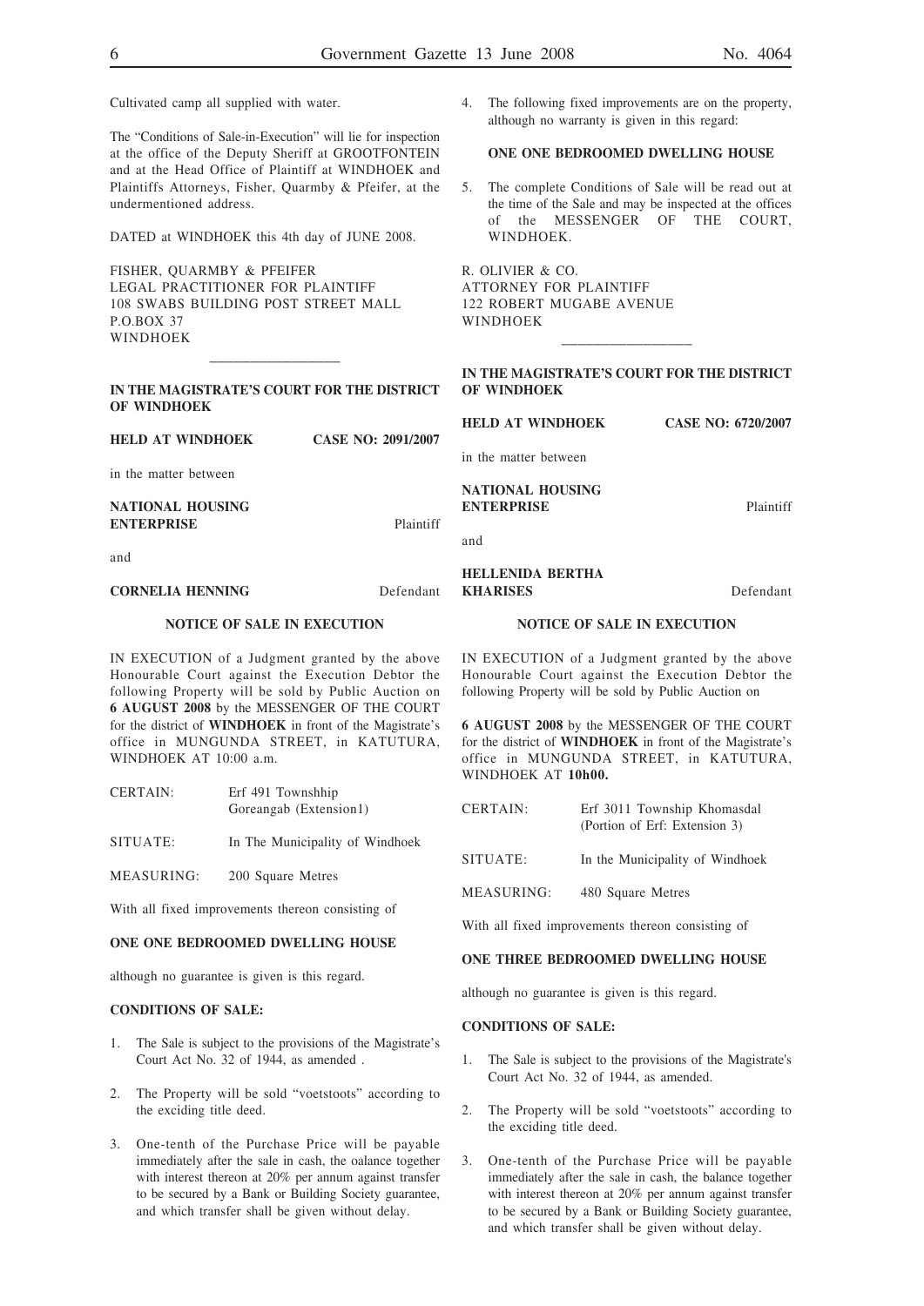Cultivated camp all supplied with water.

The "Conditions of Sale-in-Execution" will lie for inspection at the office of the Deputy Sheriff at GROOTFONTEIN and at the Head Office of Plaintiff at WINDHOEK and Plaintiffs Attorneys, Fisher, Quarmby & Pfeifer, at the undermentioned address.

DATED at WINDHOEK this 4th day of JUNE 2008.

FISHER, QUARMBY & PFEIFER
LEGAL PRACTITIONER FOR PLAINTIFF
108 SWABS BUILDING POST STREET MALL
P.O.BOX 37
WINDHOEK

---

**IN THE MAGISTRATE'S COURT FOR THE DISTRICT OF WINDHOEK**

**HELD AT WINDHOEK** **CASE NO: 2091/2007**

in the matter between

**NATIONAL HOUSING ENTERPRISE** Plaintiff

and

**CORNELIA HENNING** Defendant

**NOTICE OF SALE IN EXECUTION**

IN EXECUTION of a Judgment granted by the above Honourable Court against the Execution Debtor the following Property will be sold by Public Auction on **6 AUGUST 2008** by the MESSENGER OF THE COURT for the district of **WINDHOEK** in front of the Magistrate's office in MUNGUNDA STREET, in KATUTURA, WINDHOEK AT 10:00 a.m.

| | |
|---|---|
| CERTAIN: | Erf 491 Townshhip Goreangab (Extension1) |
| SITUATE: | In The Municipality of Windhoek |
| MEASURING: | 200 Square Metres |

With all fixed improvements thereon consisting of

**ONE ONE BEDROOMED DWELLING HOUSE**

although no guarantee is given is this regard.

**CONDITIONS OF SALE:**

1. The Sale is subject to the provisions of the Magistrate's Court Act No. 32 of 1944, as amended .
2. The Property will be sold "voetstoots" according to the exciding title deed.
3. One-tenth of the Purchase Price will be payable immediately after the sale in cash, the oalance together with interest thereon at 20% per annum against transfer to be secured by a Bank or Building Society guarantee, and which transfer shall be given without delay.
4. The following fixed improvements are on the property, although no warranty is given in this regard:

**ONE ONE BEDROOMED DWELLING HOUSE**

5. The complete Conditions of Sale will be read out at the time of the Sale and may be inspected at the offices of the MESSENGER OF THE COURT, WINDHOEK.

R. OLIVIER & CO.
ATTORNEY FOR PLAINTIFF
122 ROBERT MUGABE AVENUE
WINDHOEK

---

**IN THE MAGISTRATE'S COURT FOR THE DISTRICT OF WINDHOEK**

**HELD AT WINDHOEK** **CASE NO: 6720/2007**

in the matter between

**NATIONAL HOUSING ENTERPRISE** Plaintiff

and

**HELLENIDA BERTHA KHARISES** Defendant

**NOTICE OF SALE IN EXECUTION**

IN EXECUTION of a Judgment granted by the above Honourable Court against the Execution Debtor the following Property will be sold by Public Auction on

**6 AUGUST 2008** by the MESSENGER OF THE COURT for the district of **WINDHOEK** in front of the Magistrate's office in MUNGUNDA STREET, in KATUTURA, WINDHOEK AT **10h00.**

| | |
|---|---|
| CERTAIN: | Erf 3011 Township Khomasdal (Portion of Erf: Extension 3) |
| SITUATE: | In the Municipality of Windhoek |
| MEASURING: | 480 Square Metres |

With all fixed improvements thereon consisting of

**ONE THREE BEDROOMED DWELLING HOUSE**

although no guarantee is given is this regard.

**CONDITIONS OF SALE:**

1. The Sale is subject to the provisions of the Magistrate's Court Act No. 32 of 1944, as amended.
2. The Property will be sold "voetstoots" according to the exciding title deed.
3. One-tenth of the Purchase Price will be payable immediately after the sale in cash, the balance together with interest thereon at 20% per annum against transfer to be secured by a Bank or Building Society guarantee, and which transfer shall be given without delay.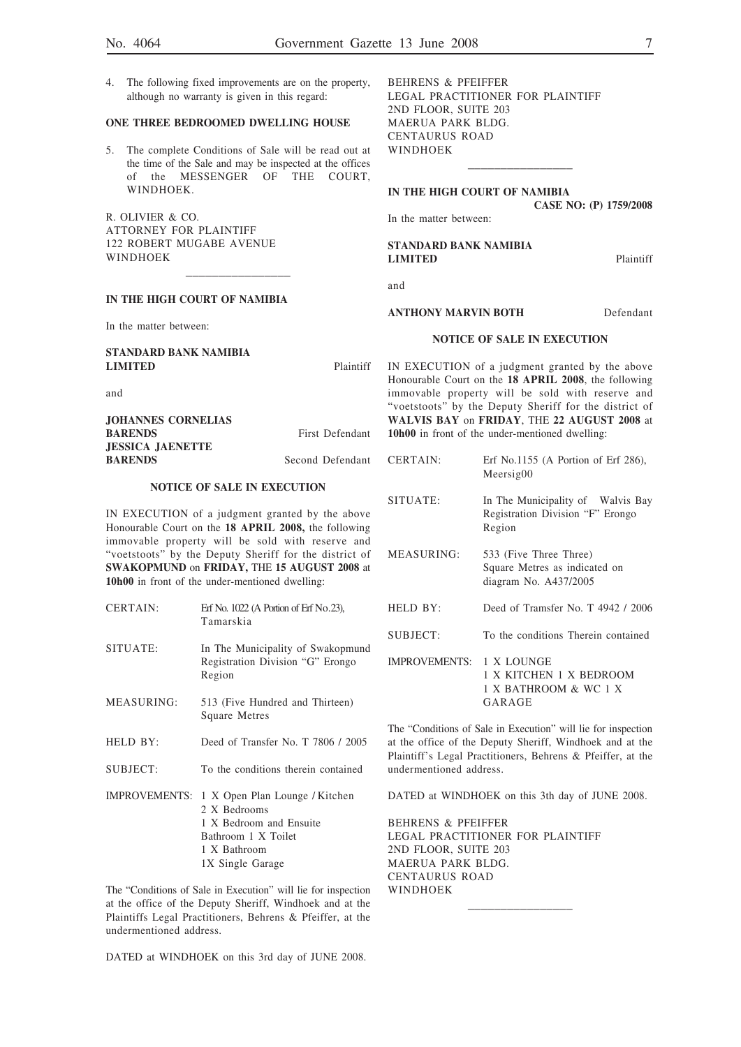4. The following fixed improvements are on the property, although no warranty is given in this regard:

**ONE THREE BEDROOMED DWELLING HOUSE**

5. The complete Conditions of Sale will be read out at the time of the Sale and may be inspected at the offices of the MESSENGER OF THE COURT, WINDHOEK.

R. OLIVIER & CO.
ATTORNEY FOR PLAINTIFF
122 ROBERT MUGABE AVENUE
WINDHOEK

---

**IN THE HIGH COURT OF NAMIBIA**

In the matter between:

**STANDARD BANK NAMIBIA LIMITED** Plaintiff

and

**JOHANNES CORNELIAS BARENDS** First Defendant
**JESSICA JAENETTE BARENDS** Second Defendant

**NOTICE OF SALE IN EXECUTION**

IN EXECUTION of a judgment granted by the above Honourable Court on the **18 APRIL 2008,** the following immovable property will be sold with reserve and "voetstoots" by the Deputy Sheriff for the district of **SWAKOPMUND** on **FRIDAY,** THE **15 AUGUST 2008** at **10h00** in front of the under-mentioned dwelling:

| | |
|---|---|
| CERTAIN: | Erf No. 1022 (A Portion of Erf No.23), Tamarskia |
| SITUATE: | In The Municipality of Swakopmund Registration Division "G" Erongo Region |
| MEASURING: | 513 (Five Hundred and Thirteen) Square Metres |
| HELD BY: | Deed of Transfer No. T 7806 / 2005 |
| SUBJECT: | To the conditions therein contained |
| IMPROVEMENTS: | 1 X Open Plan Lounge / Kitchen<br>2 X Bedrooms<br>1 X Bedroom and Ensuite Bathroom 1 X Toilet<br>1 X Bathroom<br>1X Single Garage |

The "Conditions of Sale in Execution" will lie for inspection at the office of the Deputy Sheriff, Windhoek and at the Plaintiffs Legal Practitioners, Behrens & Pfeiffer, at the undermentioned address.

DATED at WINDHOEK on this 3rd day of JUNE 2008.

BEHRENS & PFEIFFER
LEGAL PRACTITIONER FOR PLAINTIFF
2ND FLOOR, SUITE 203
MAERUA PARK BLDG.
CENTAURUS ROAD
WINDHOEK

---

**IN THE HIGH COURT OF NAMIBIA**

**CASE NO: (P) 1759/2008**

In the matter between:

**STANDARD BANK NAMIBIA LIMITED** Plaintiff

and

**ANTHONY MARVIN BOTH** Defendant

**NOTICE OF SALE IN EXECUTION**

IN EXECUTION of a judgment granted by the above Honourable Court on the **18 APRIL 2008**, the following immovable property will be sold with reserve and "voetstoots" by the Deputy Sheriff for the district of **WALVIS BAY** on **FRIDAY**, THE **22 AUGUST 2008** at **10h00** in front of the under-mentioned dwelling:

| | |
|---|---|
| CERTAIN: | Erf No.1155 (A Portion of Erf 286), Meersig00 |
| SITUATE: | In The Municipality of Walvis Bay Registration Division "F" Erongo Region |
| MEASURING: | 533 (Five Three Three) Square Metres as indicated on diagram No. A437/2005 |
| HELD BY: | Deed of Tramsfer No. T 4942 / 2006 |
| SUBJECT: | To the conditions Therein contained |
| IMPROVEMENTS: | 1 X LOUNGE<br>1 X KITCHEN 1 X BEDROOM<br>1 X BATHROOM & WC 1 X GARAGE |

The "Conditions of Sale in Execution" will lie for inspection at the office of the Deputy Sheriff, Windhoek and at the Plaintiff's Legal Practitioners, Behrens & Pfeiffer, at the undermentioned address.

DATED at WINDHOEK on this 3th day of JUNE 2008.

BEHRENS & PFEIFFER
LEGAL PRACTITIONER FOR PLAINTIFF
2ND FLOOR, SUITE 203
MAERUA PARK BLDG.
CENTAURUS ROAD
WINDHOEK

---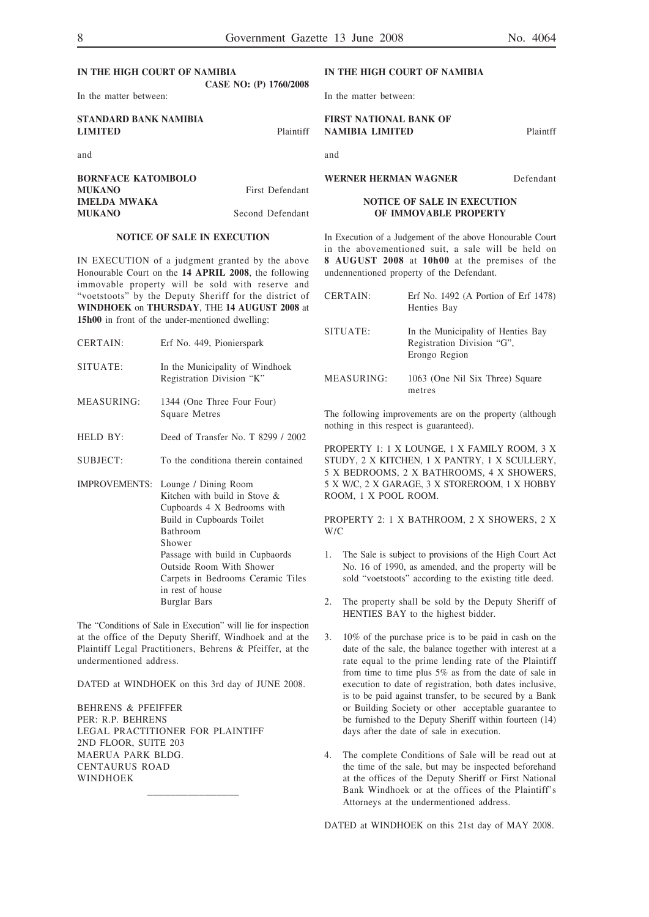**IN THE HIGH COURT OF NAMIBIA**

**CASE NO: (P) 1760/2008**

In the matter between:

**STANDARD BANK NAMIBIA LIMITED** Plaintiff

and

**BORNFACE KATOMBOLO MUKANO** First Defendant
**IMELDA MWAKA MUKANO** Second Defendant

**NOTICE OF SALE IN EXECUTION**

IN EXECUTION of a judgment granted by the above Honourable Court on the **14 APRIL 2008**, the following immovable property will be sold with reserve and "voetstoots" by the Deputy Sheriff for the district of **WINDHOEK** on **THURSDAY**, THE **14 AUGUST 2008** at **15h00** in front of the under-mentioned dwelling:

| | |
|---|---|
| CERTAIN: | Erf No. 449, Pionierspark |
| SITUATE: | In the Municipality of Windhoek Registration Division "K" |
| MEASURING: | 1344 (One Three Four Four) Square Metres |
| HELD BY: | Deed of Transfer No. T 8299 / 2002 |
| SUBJECT: | To the conditiona therein contained |
| IMPROVEMENTS: | Lounge / Dining Room<br>Kitchen with build in Stove & Cupboards 4 X Bedrooms with Build in Cupboards Toilet<br>Bathroom<br>Shower<br>Passage with build in Cupbaords<br>Outside Room With Shower<br>Carpets in Bedrooms Ceramic Tiles in rest of house<br>Burglar Bars |

The "Conditions of Sale in Execution" will lie for inspection at the office of the Deputy Sheriff, Windhoek and at the Plaintiff Legal Practitioners, Behrens & Pfeiffer, at the undermentioned address.

DATED at WINDHOEK on this 3rd day of JUNE 2008.

BEHRENS & PFEIFFER
PER: R.P. BEHRENS
LEGAL PRACTITIONER FOR PLAINTIFF
2ND FLOOR, SUITE 203
MAERUA PARK BLDG.
CENTAURUS ROAD
WINDHOEK

---

**IN THE HIGH COURT OF NAMIBIA**

In the matter between:

**FIRST NATIONAL BANK OF NAMIBIA LIMITED** Plaintff

and

**WERNER HERMAN WAGNER** Defendant

**NOTICE OF SALE IN EXECUTION OF IMMOVABLE PROPERTY**

In Execution of a Judgement of the above Honourable Court in the abovementioned suit, a sale will be held on **8 AUGUST 2008** at **10h00** at the premises of the undennentioned property of the Defendant.

| | |
|---|---|
| CERTAIN: | Erf No. 1492 (A Portion of Erf 1478) Henties Bay |
| SITUATE: | In the Municipality of Henties Bay Registration Division "G", Erongo Region |
| MEASURING: | 1063 (One Nil Six Three) Square metres |

The following improvements are on the property (although nothing in this respect is guaranteed).

PROPERTY 1: 1 X LOUNGE, 1 X FAMILY ROOM, 3 X STUDY, 2 X KITCHEN, 1 X PANTRY, 1 X SCULLERY, 5 X BEDROOMS, 2 X BATHROOMS, 4 X SHOWERS, 5 X W/C, 2 X GARAGE, 3 X STOREROOM, 1 X HOBBY ROOM, 1 X POOL ROOM.

PROPERTY 2: 1 X BATHROOM, 2 X SHOWERS, 2 X W/C

1. The Sale is subject to provisions of the High Court Act No. 16 of 1990, as amended, and the property will be sold "voetstoots" according to the existing title deed.
2. The property shall be sold by the Deputy Sheriff of HENTIES BAY to the highest bidder.
3. 10% of the purchase price is to be paid in cash on the date of the sale, the balance together with interest at a rate equal to the prime lending rate of the Plaintiff from time to time plus 5% as from the date of sale in execution to date of registration, both dates inclusive, is to be paid against transfer, to be secured by a Bank or Building Society or other acceptable guarantee to be furnished to the Deputy Sheriff within fourteen (14) days after the date of sale in execution.
4. The complete Conditions of Sale will be read out at the time of the sale, but may be inspected beforehand at the offices of the Deputy Sheriff or First National Bank Windhoek or at the offices of the Plaintiff's Attorneys at the undermentioned address.

DATED at WINDHOEK on this 21st day of MAY 2008.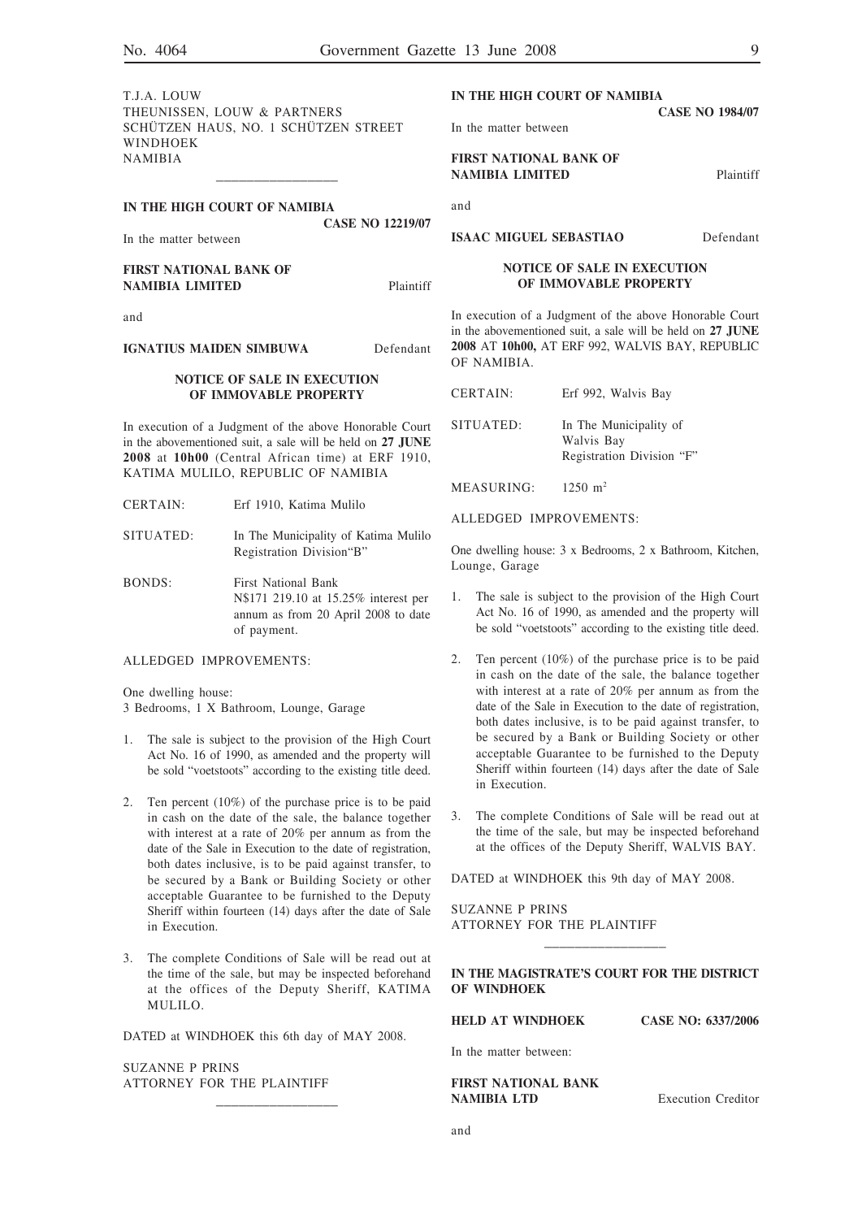T.J.A. LOUW
THEUNISSEN, LOUW & PARTNERS
SCHÜTZEN HAUS, NO. 1 SCHÜTZEN STREET
WINDHOEK
NAMIBIA

---

**IN THE HIGH COURT OF NAMIBIA**

**CASE NO 12219/07**

In the matter between

**FIRST NATIONAL BANK OF NAMIBIA LIMITED** Plaintiff

and

**IGNATIUS MAIDEN SIMBUWA** Defendant

**NOTICE OF SALE IN EXECUTION OF IMMOVABLE PROPERTY**

In execution of a Judgment of the above Honorable Court in the abovementioned suit, a sale will be held on **27 JUNE 2008** at **10h00** (Central African time) at ERF 1910, KATIMA MULILO, REPUBLIC OF NAMIBIA

| | |
|---|---|
| CERTAIN: | Erf 1910, Katima Mulilo |
| SITUATED: | In The Municipality of Katima Mulilo Registration Division"B" |
| BONDS: | First National Bank N$171 219.10 at 15.25% interest per annum as from 20 April 2008 to date of payment. |

ALLEDGED IMPROVEMENTS:

One dwelling house:
3 Bedrooms, 1 X Bathroom, Lounge, Garage

1. The sale is subject to the provision of the High Court Act No. 16 of 1990, as amended and the property will be sold "voetstoots" according to the existing title deed.
2. Ten percent (10%) of the purchase price is to be paid in cash on the date of the sale, the balance together with interest at a rate of 20% per annum as from the date of the Sale in Execution to the date of registration, both dates inclusive, is to be paid against transfer, to be secured by a Bank or Building Society or other acceptable Guarantee to be furnished to the Deputy Sheriff within fourteen (14) days after the date of Sale in Execution.
3. The complete Conditions of Sale will be read out at the time of the sale, but may be inspected beforehand at the offices of the Deputy Sheriff, KATIMA MULILO.

DATED at WINDHOEK this 6th day of MAY 2008.

SUZANNE P PRINS
ATTORNEY FOR THE PLAINTIFF

---

**IN THE HIGH COURT OF NAMIBIA**

**CASE NO 1984/07**

In the matter between

**FIRST NATIONAL BANK OF NAMIBIA LIMITED** Plaintiff

and

**ISAAC MIGUEL SEBASTIAO** Defendant

**NOTICE OF SALE IN EXECUTION OF IMMOVABLE PROPERTY**

In execution of a Judgment of the above Honorable Court in the abovementioned suit, a sale will be held on **27 JUNE 2008** AT **10h00,** AT ERF 992, WALVIS BAY, REPUBLIC OF NAMIBIA.

| | |
|---|---|
| CERTAIN: | Erf 992, Walvis Bay |
| SITUATED: | In The Municipality of Walvis Bay Registration Division "F" |
| MEASURING: | 1250 m$^2$ |

ALLEDGED IMPROVEMENTS:

One dwelling house: 3 x Bedrooms, 2 x Bathroom, Kitchen, Lounge, Garage

1. The sale is subject to the provision of the High Court Act No. 16 of 1990, as amended and the property will be sold "voetstoots" according to the existing title deed.
2. Ten percent (10%) of the purchase price is to be paid in cash on the date of the sale, the balance together with interest at a rate of 20% per annum as from the date of the Sale in Execution to the date of registration, both dates inclusive, is to be paid against transfer, to be secured by a Bank or Building Society or other acceptable Guarantee to be furnished to the Deputy Sheriff within fourteen (14) days after the date of Sale in Execution.
3. The complete Conditions of Sale will be read out at the time of the sale, but may be inspected beforehand at the offices of the Deputy Sheriff, WALVIS BAY.

DATED at WINDHOEK this 9th day of MAY 2008.

SUZANNE P PRINS
ATTORNEY FOR THE PLAINTIFF

---

**IN THE MAGISTRATE'S COURT FOR THE DISTRICT OF WINDHOEK**

**HELD AT WINDHOEK** **CASE NO: 6337/2006**

In the matter between:

**FIRST NATIONAL BANK NAMIBIA LTD** Execution Creditor

and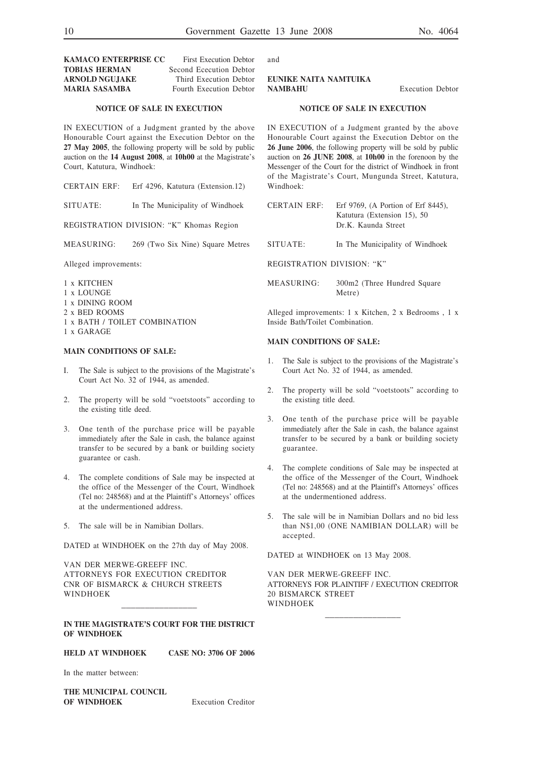| | |
|---|---|
| **KAMACO ENTERPRISE CC** | First Execution Debtor |
| **TOBIAS HERMAN** | Second Ececution Debtor |
| **ARNOLD NGUJAKE** | Third Execution Debtor |
| **MARIA SASAMBA** | Fourth Execution Debtor |

**NOTICE OF SALE IN EXECUTION**

IN EXECUTION of a Judgment granted by the above Honourable Court against the Execution Debtor on the **27 May 2005**, the following property will be sold by public auction on the **14 August 2008**, at **10h00** at the Magistrate's Court, Katutura, Windhoek:

CERTAIN ERF: Erf 4296, Katutura (Extension.12)

SITUATE: In The Municipality of Windhoek

REGISTRATION DIVISION: "K" Khomas Region

MEASURING: 269 (Two Six Nine) Square Metres

Alleged improvements:

1 x KITCHEN
1 x LOUNGE
1 x DINING ROOM
2 x BED ROOMS
1 x BATH / TOILET COMBINATION
1 x GARAGE

**MAIN CONDITIONS OF SALE:**

I. The Sale is subject to the provisions of the Magistrate's Court Act No. 32 of 1944, as amended.

2. The property will be sold "voetstoots" according to the existing title deed.

3. One tenth of the purchase price will be payable immediately after the Sale in cash, the balance against transfer to be secured by a bank or building society guarantee or cash.

4. The complete conditions of Sale may be inspected at the office of the Messenger of the Court, Windhoek (Tel no: 248568) and at the Plaintiff's Attorneys' offices at the undermentioned address.

5. The sale will be in Namibian Dollars.

DATED at WINDHOEK on the 27th day of May 2008.

VAN DER MERWE-GREEFF INC.
ATTORNEYS FOR EXECUTION CREDITOR
CNR OF BISMARCK & CHURCH STREETS
WINDHOEK

---

**IN THE MAGISTRATE'S COURT FOR THE DISTRICT OF WINDHOEK**

**HELD AT WINDHOEK** **CASE NO: 3706 OF 2006**

In the matter between:

**THE MUNICIPAL COUNCIL OF WINDHOEK** Execution Creditor

and

**EUNIKE NAITA NAMTUIKA NAMBAHU** Execution Debtor

**NOTICE OF SALE IN EXECUTION**

IN EXECUTION of a Judgment granted by the above Honourable Court against the Execution Debtor on the **26 June 2006**, the following property will be sold by public auction on **26 JUNE 2008**, at **10h00** in the forenoon by the Messenger of the Court for the district of Windhoek in front of the Magistrate's Court, Mungunda Street, Katutura, Windhoek:

CERTAIN ERF: Erf 9769, (A Portion of Erf 8445), Katutura (Extension 15), 50 Dr.K. Kaunda Street

SITUATE: In The Municipality of Windhoek

REGISTRATION DIVISION: "K"

MEASURING: 300m2 (Three Hundred Square Metre)

Alleged improvements: 1 x Kitchen, 2 x Bedrooms , 1 x Inside Bath/Toilet Combination.

**MAIN CONDITIONS OF SALE:**

1. The Sale is subject to the provisions of the Magistrate's Court Act No. 32 of 1944, as amended.

2. The property will be sold "voetstoots" according to the existing title deed.

3. One tenth of the purchase price will be payable immediately after the Sale in cash, the balance against transfer to be secured by a bank or building society guarantee.

4. The complete conditions of Sale may be inspected at the office of the Messenger of the Court, Windhoek (Tel no: 248568) and at the Plaintiff's Attorneys' offices at the undermentioned address.

5. The sale will be in Namibian Dollars and no bid less than N$1,00 (ONE NAMIBIAN DOLLAR) will be accepted.

DATED at WINDHOEK on 13 May 2008.

VAN DER MERWE-GREEFF INC.
ATTORNEYS FOR PLAINTIFF / EXECUTION CREDITOR
20 BISMARCK STREET
WINDHOEK

---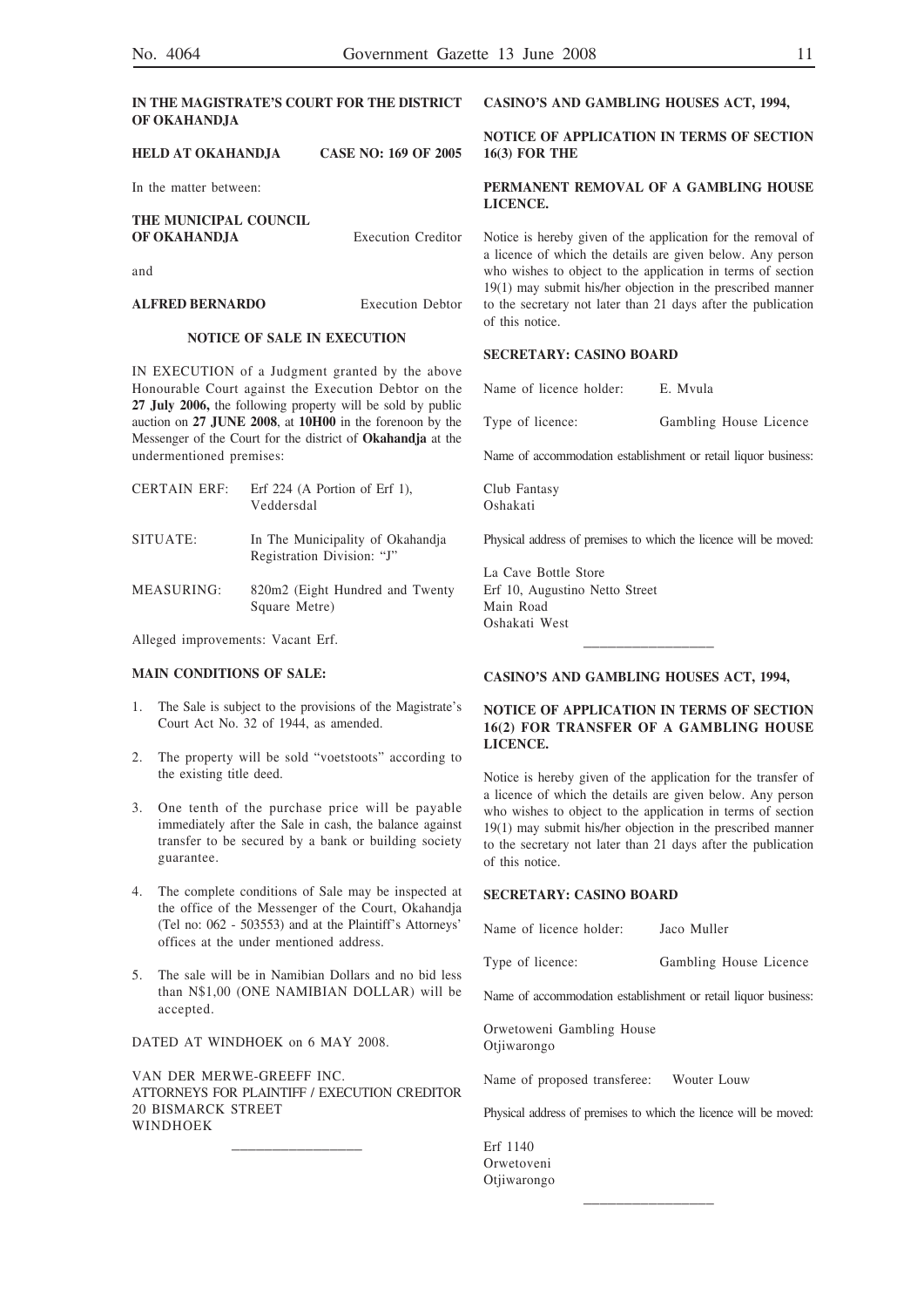**IN THE MAGISTRATE'S COURT FOR THE DISTRICT OF OKAHANDJA**

**HELD AT OKAHANDJA** **CASE NO: 169 OF 2005**

In the matter between:

**THE MUNICIPAL COUNCIL OF OKAHANDJA** Execution Creditor

and

**ALFRED BERNARDO** Execution Debtor

**NOTICE OF SALE IN EXECUTION**

IN EXECUTION of a Judgment granted by the above Honourable Court against the Execution Debtor on the **27 July 2006,** the following property will be sold by public auction on **27 JUNE 2008**, at **10H00** in the forenoon by the Messenger of the Court for the district of **Okahandja** at the undermentioned premises:

| | |
|---|---|
| CERTAIN ERF: | Erf 224 (A Portion of Erf 1), Veddersdal |
| SITUATE: | In The Municipality of Okahandja Registration Division: "J" |
| MEASURING: | 820m2 (Eight Hundred and Twenty Square Metre) |

Alleged improvements: Vacant Erf.

**MAIN CONDITIONS OF SALE:**

1. The Sale is subject to the provisions of the Magistrate's Court Act No. 32 of 1944, as amended.
2. The property will be sold "voetstoots" according to the existing title deed.
3. One tenth of the purchase price will be payable immediately after the Sale in cash, the balance against transfer to be secured by a bank or building society guarantee.
4. The complete conditions of Sale may be inspected at the office of the Messenger of the Court, Okahandja (Tel no: 062 - 503553) and at the Plaintiff's Attorneys' offices at the under mentioned address.
5. The sale will be in Namibian Dollars and no bid less than N$1,00 (ONE NAMIBIAN DOLLAR) will be accepted.

DATED AT WINDHOEK on 6 MAY 2008.

VAN DER MERWE-GREEFF INC.
ATTORNEYS FOR PLAINTIFF / EXECUTION CREDITOR
20 BISMARCK STREET
WINDHOEK

---

**CASINO'S AND GAMBLING HOUSES ACT, 1994,**

**NOTICE OF APPLICATION IN TERMS OF SECTION 16(3) FOR THE**

**PERMANENT REMOVAL OF A GAMBLING HOUSE LICENCE.**

Notice is hereby given of the application for the removal of a licence of which the details are given below. Any person who wishes to object to the application in terms of section 19(1) may submit his/her objection in the prescribed manner to the secretary not later than 21 days after the publication of this notice.

**SECRETARY: CASINO BOARD**

Name of licence holder: E. Mvula

Type of licence: Gambling House Licence

Name of accommodation establishment or retail liquor business:

Club Fantasy
Oshakati

Physical address of premises to which the licence will be moved:

La Cave Bottle Store
Erf 10, Augustino Netto Street
Main Road
Oshakati West

---

**CASINO'S AND GAMBLING HOUSES ACT, 1994,**

**NOTICE OF APPLICATION IN TERMS OF SECTION 16(2) FOR TRANSFER OF A GAMBLING HOUSE LICENCE.**

Notice is hereby given of the application for the transfer of a licence of which the details are given below. Any person who wishes to object to the application in terms of section 19(1) may submit his/her objection in the prescribed manner to the secretary not later than 21 days after the publication of this notice.

**SECRETARY: CASINO BOARD**

Name of licence holder: Jaco Muller

Type of licence: Gambling House Licence

Name of accommodation establishment or retail liquor business:

Orwetoweni Gambling House
Otjiwarongo

Name of proposed transferee: Wouter Louw

Physical address of premises to which the licence will be moved:

Erf 1140
Orwetoveni
Otjiwarongo

---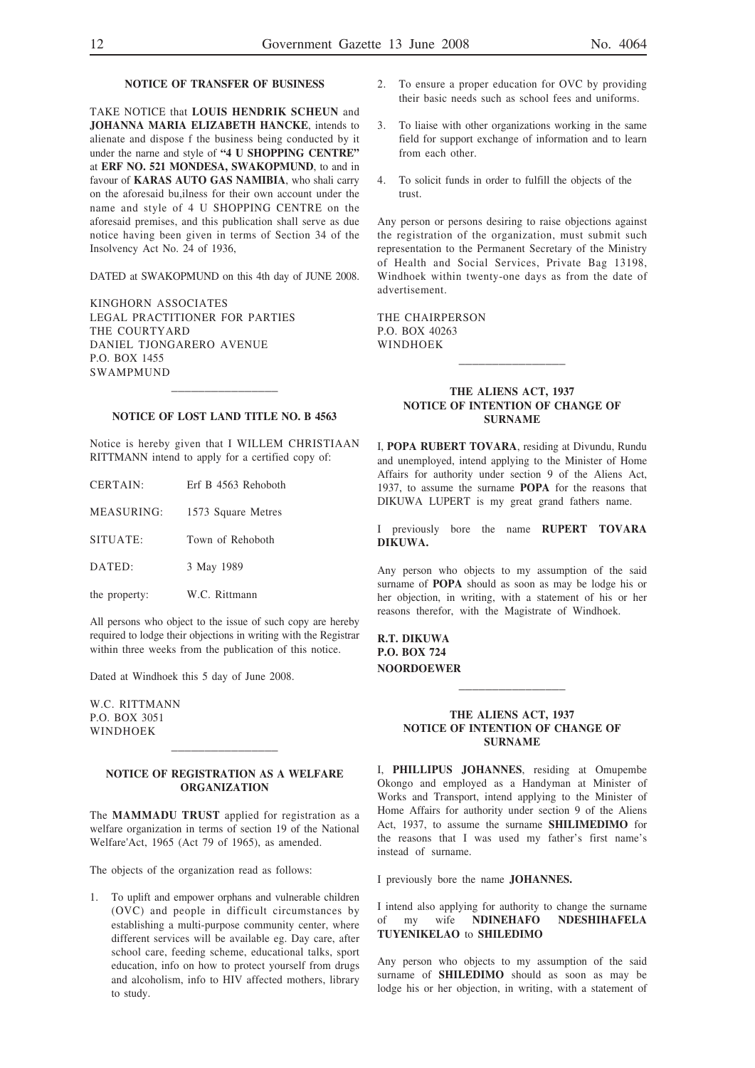## NOTICE OF TRANSFER OF BUSINESS

TAKE NOTICE that **LOUIS HENDRIK SCHEUN** and **JOHANNA MARIA ELIZABETH HANCKE**, intends to alienate and dispose f the business being conducted by it under the narne and style of **"4 U SHOPPING CENTRE"** at **ERF NO. 521 MONDESA, SWAKOPMUND**, to and in favour of **KARAS AUTO GAS NAMIBIA**, who shali carry on the aforesaid bu,ilness for their own account under the name and style of 4 U SHOPPING CENTRE on the aforesaid premises, and this publication shall serve as due notice having been given in terms of Section 34 of the Insolvency Act No. 24 of 1936,

DATED at SWAKOPMUND on this 4th day of JUNE 2008.

KINGHORN ASSOCIATES
LEGAL PRACTITIONER FOR PARTIES
THE COURTYARD
DANIEL TJONGARERO AVENUE
P.O. BOX 1455
SWAMPMUND

---

## NOTICE OF LOST LAND TITLE NO. B 4563

Notice is hereby given that I WILLEM CHRISTIAAN RITTMANN intend to apply for a certified copy of:

| | |
|---|---|
| CERTAIN: | Erf B 4563 Rehoboth |
| MEASURING: | 1573 Square Metres |
| SITUATE: | Town of Rehoboth |
| DATED: | 3 May 1989 |
| the property: | W.C. Rittmann |

All persons who object to the issue of such copy are hereby required to lodge their objections in writing with the Registrar within three weeks from the publication of this notice.

Dated at Windhoek this 5 day of June 2008.

W.C. RITTMANN
P.O. BOX 3051
WINDHOEK

---

## NOTICE OF REGISTRATION AS A WELFARE ORGANIZATION

The **MAMMADU TRUST** applied for registration as a welfare organization in terms of section 19 of the National Welfare'Act, 1965 (Act 79 of 1965), as amended.

The objects of the organization read as follows:

1. To uplift and empower orphans and vulnerable children (OVC) and people in difficult circumstances by establishing a multi-purpose community center, where different services will be available eg. Day care, after school care, feeding scheme, educational talks, sport education, info on how to protect yourself from drugs and alcoholism, info to HIV affected mothers, library to study.
2. To ensure a proper education for OVC by providing their basic needs such as school fees and uniforms.
3. To liaise with other organizations working in the same field for support exchange of information and to learn from each other.
4. To solicit funds in order to fulfill the objects of the trust.

Any person or persons desiring to raise objections against the registration of the organization, must submit such representation to the Permanent Secretary of the Ministry of Health and Social Services, Private Bag 13198, Windhoek within twenty-one days as from the date of advertisement.

THE CHAIRPERSON
P.O. BOX 40263
WINDHOEK

---

## THE ALIENS ACT, 1937
## NOTICE OF INTENTION OF CHANGE OF SURNAME

I, **POPA RUBERT TOVARA**, residing at Divundu, Rundu and unemployed, intend applying to the Minister of Home Affairs for authority under section 9 of the Aliens Act, 1937, to assume the surname **POPA** for the reasons that DIKUWA LUPERT is my great grand fathers name.

I previously bore the name **RUPERT TOVARA DIKUWA.**

Any person who objects to my assumption of the said surname of **POPA** should as soon as may be lodge his or her objection, in writing, with a statement of his or her reasons therefor, with the Magistrate of Windhoek.

**R.T. DIKUWA**
**P.O. BOX 724**
**NOORDOEWER**

---

## THE ALIENS ACT, 1937
## NOTICE OF INTENTION OF CHANGE OF SURNAME

I, **PHILLIPUS JOHANNES**, residing at Omupembe Okongo and employed as a Handyman at Minister of Works and Transport, intend applying to the Minister of Home Affairs for authority under section 9 of the Aliens Act, 1937, to assume the surname **SHILIMEDIMO** for the reasons that I was used my father's first name's instead of surname.

I previously bore the name **JOHANNES.**

I intend also applying for authority to change the surname of my wife **NDINEHAFO NDESHIHAFELA TUYENIKELAO** to **SHILEDIMO**

Any person who objects to my assumption of the said surname of **SHILEDIMO** should as soon as may be lodge his or her objection, in writing, with a statement of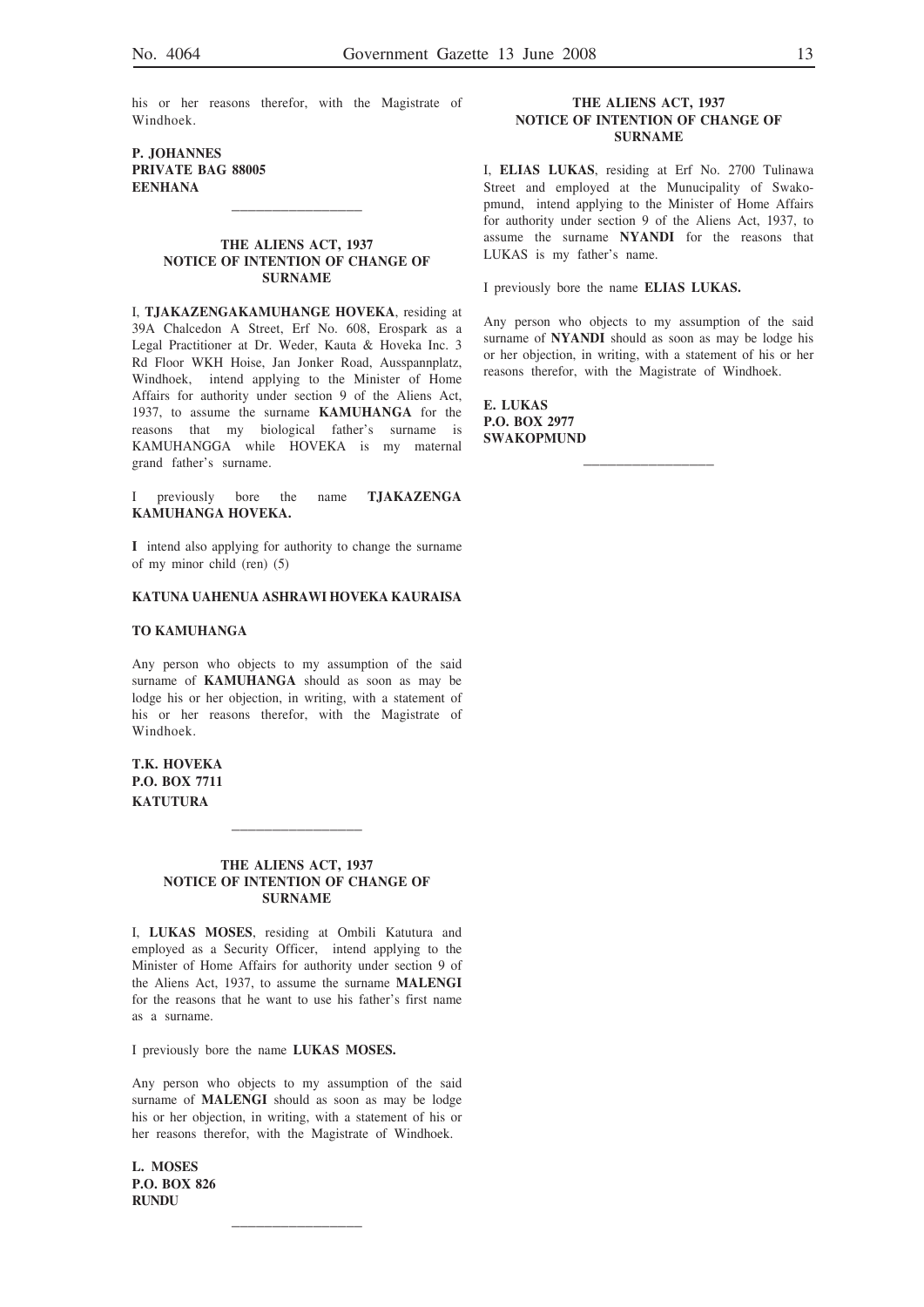his or her reasons therefor, with the Magistrate of Windhoek.

**P. JOHANNES**
**PRIVATE BAG 88005**
**EENHANA**

---

### THE ALIENS ACT, 1937
### NOTICE OF INTENTION OF CHANGE OF SURNAME

I, **TJAKAZENGAKAMUHANGE HOVEKA**, residing at 39A Chalcedon A Street, Erf No. 608, Erospark as a Legal Practitioner at Dr. Weder, Kauta & Hoveka Inc. 3 Rd Floor WKH Hoise, Jan Jonker Road, Ausspannplatz, Windhoek, intend applying to the Minister of Home Affairs for authority under section 9 of the Aliens Act, 1937, to assume the surname **KAMUHANGA** for the reasons that my biological father's surname is KAMUHANGGA while HOVEKA is my maternal grand father's surname.

I previously bore the name **TJAKAZENGA KAMUHANGA HOVEKA.**

**I** intend also applying for authority to change the surname of my minor child (ren) (5)

**KATUNA UAHENUA ASHRAWI HOVEKA KAURAISA**

**TO KAMUHANGA**

Any person who objects to my assumption of the said surname of **KAMUHANGA** should as soon as may be lodge his or her objection, in writing, with a statement of his or her reasons therefor, with the Magistrate of Windhoek.

**T.K. HOVEKA**
**P.O. BOX 7711**
**KATUTURA**

---

### THE ALIENS ACT, 1937
### NOTICE OF INTENTION OF CHANGE OF SURNAME

I, **LUKAS MOSES**, residing at Ombili Katutura and employed as a Security Officer, intend applying to the Minister of Home Affairs for authority under section 9 of the Aliens Act, 1937, to assume the surname **MALENGI** for the reasons that he want to use his father's first name as a surname.

I previously bore the name **LUKAS MOSES.**

Any person who objects to my assumption of the said surname of **MALENGI** should as soon as may be lodge his or her objection, in writing, with a statement of his or her reasons therefor, with the Magistrate of Windhoek.

**L. MOSES**
**P.O. BOX 826**
**RUNDU**

---

### THE ALIENS ACT, 1937
### NOTICE OF INTENTION OF CHANGE OF SURNAME

I, **ELIAS LUKAS**, residing at Erf No. 2700 Tulinawa Street and employed at the Munucipality of Swakopmund, intend applying to the Minister of Home Affairs for authority under section 9 of the Aliens Act, 1937, to assume the surname **NYANDI** for the reasons that LUKAS is my father's name.

I previously bore the name **ELIAS LUKAS.**

Any person who objects to my assumption of the said surname of **NYANDI** should as soon as may be lodge his or her objection, in writing, with a statement of his or her reasons therefor, with the Magistrate of Windhoek.

**E. LUKAS**
**P.O. BOX 2977**
**SWAKOPMUND**

---